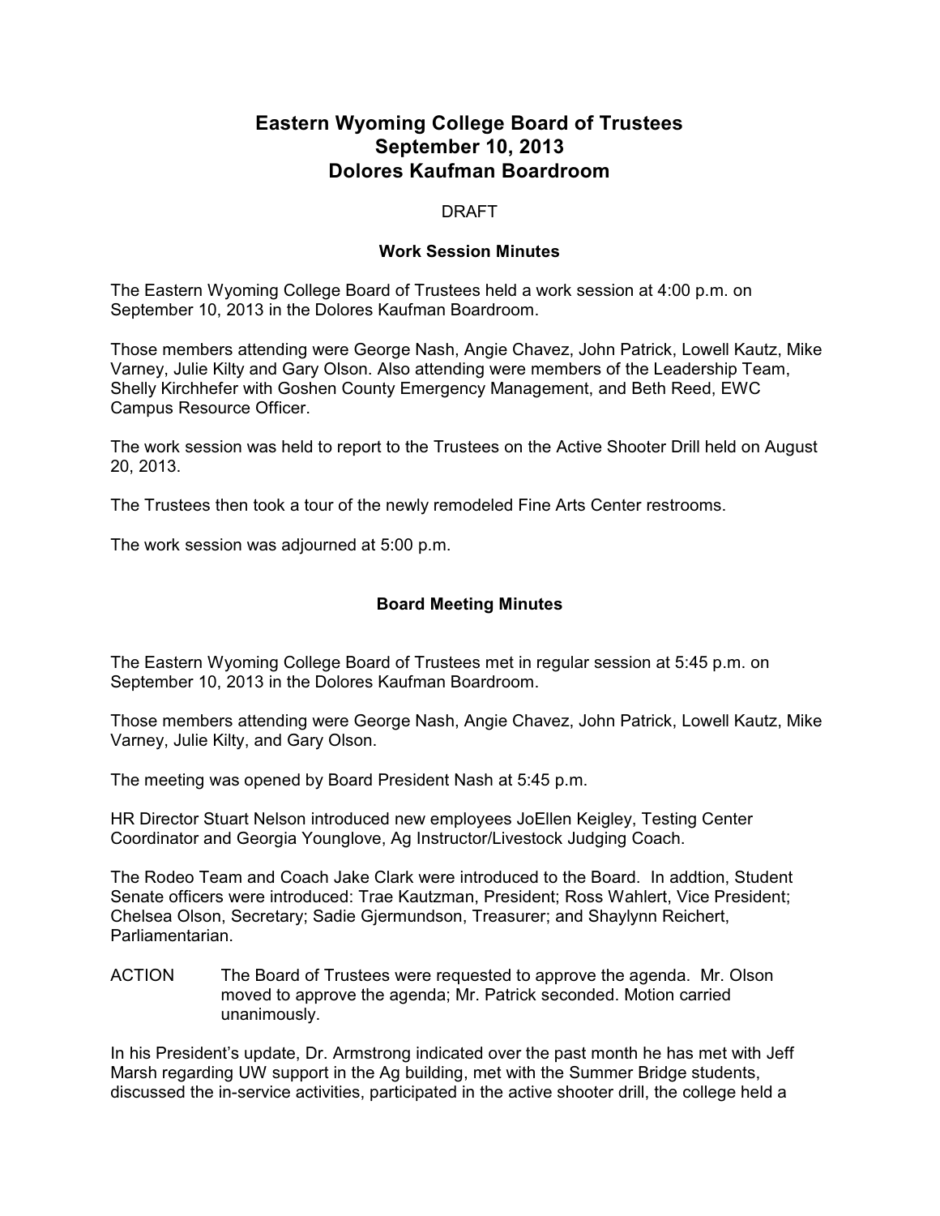# Eastern Wyoming College Board of Trustees
# September 10, 2013
# Dolores Kaufman Boardroom

DRAFT

### Work Session Minutes

The Eastern Wyoming College Board of Trustees held a work session at 4:00 p.m. on September 10, 2013 in the Dolores Kaufman Boardroom.

Those members attending were George Nash, Angie Chavez, John Patrick, Lowell Kautz, Mike Varney, Julie Kilty and Gary Olson. Also attending were members of the Leadership Team, Shelly Kirchhefer with Goshen County Emergency Management, and Beth Reed, EWC Campus Resource Officer.

The work session was held to report to the Trustees on the Active Shooter Drill held on August 20, 2013.

The Trustees then took a tour of the newly remodeled Fine Arts Center restrooms.

The work session was adjourned at 5:00 p.m.

### Board Meeting Minutes

The Eastern Wyoming College Board of Trustees met in regular session at 5:45 p.m. on September 10, 2013 in the Dolores Kaufman Boardroom.

Those members attending were George Nash, Angie Chavez, John Patrick, Lowell Kautz, Mike Varney, Julie Kilty, and Gary Olson.

The meeting was opened by Board President Nash at 5:45 p.m.

HR Director Stuart Nelson introduced new employees JoEllen Keigley, Testing Center Coordinator and Georgia Younglove, Ag Instructor/Livestock Judging Coach.

The Rodeo Team and Coach Jake Clark were introduced to the Board. In addtion, Student Senate officers were introduced: Trae Kautzman, President; Ross Wahlert, Vice President; Chelsea Olson, Secretary; Sadie Gjermundson, Treasurer; and Shaylynn Reichert, Parliamentarian.

ACTION The Board of Trustees were requested to approve the agenda. Mr. Olson moved to approve the agenda; Mr. Patrick seconded. Motion carried unanimously.

In his President's update, Dr. Armstrong indicated over the past month he has met with Jeff Marsh regarding UW support in the Ag building, met with the Summer Bridge students, discussed the in-service activities, participated in the active shooter drill, the college held a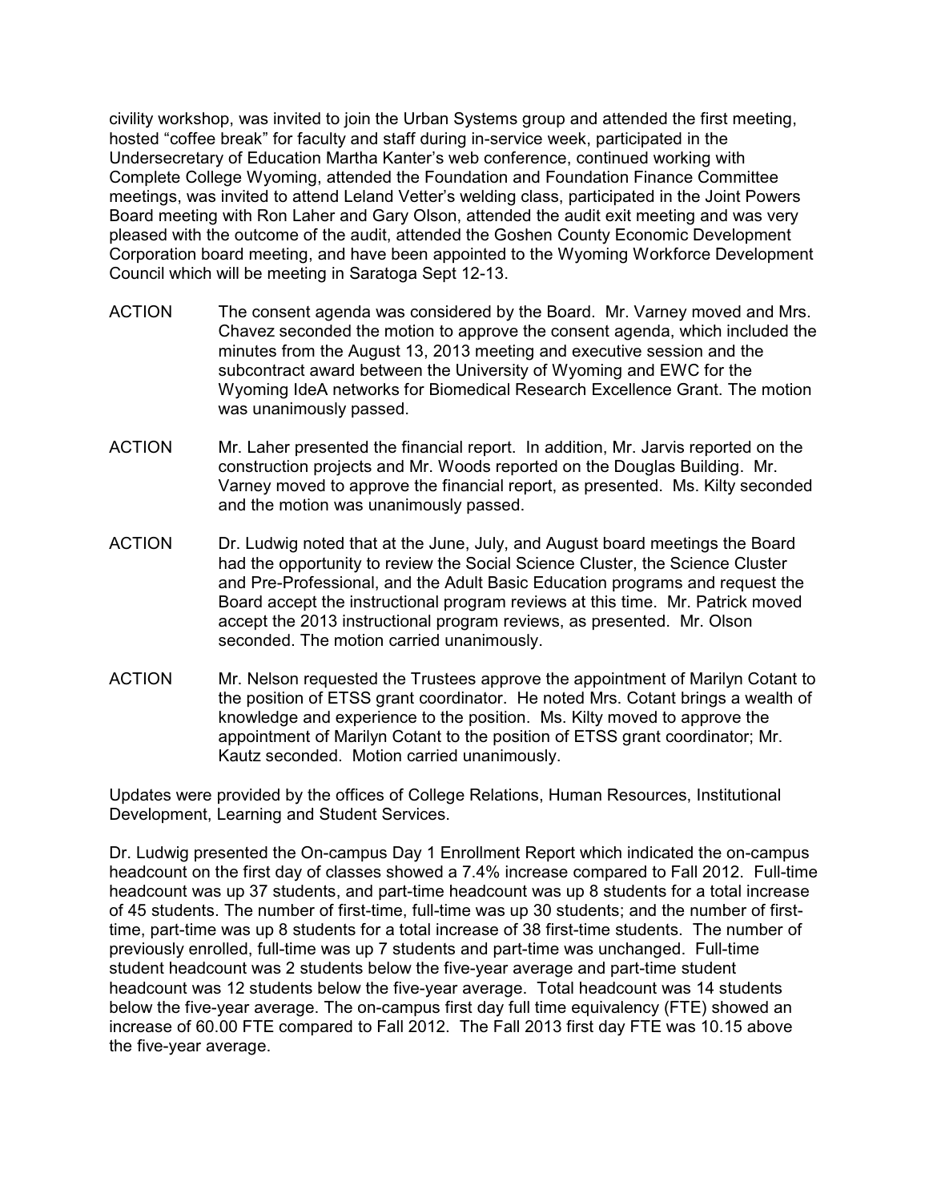civility workshop, was invited to join the Urban Systems group and attended the first meeting, hosted "coffee break" for faculty and staff during in-service week, participated in the Undersecretary of Education Martha Kanter's web conference, continued working with Complete College Wyoming, attended the Foundation and Foundation Finance Committee meetings, was invited to attend Leland Vetter's welding class, participated in the Joint Powers Board meeting with Ron Laher and Gary Olson, attended the audit exit meeting and was very pleased with the outcome of the audit, attended the Goshen County Economic Development Corporation board meeting, and have been appointed to the Wyoming Workforce Development Council which will be meeting in Saratoga Sept 12-13.

ACTION The consent agenda was considered by the Board. Mr. Varney moved and Mrs. Chavez seconded the motion to approve the consent agenda, which included the minutes from the August 13, 2013 meeting and executive session and the subcontract award between the University of Wyoming and EWC for the Wyoming IdeA networks for Biomedical Research Excellence Grant. The motion was unanimously passed.

ACTION Mr. Laher presented the financial report. In addition, Mr. Jarvis reported on the construction projects and Mr. Woods reported on the Douglas Building. Mr. Varney moved to approve the financial report, as presented. Ms. Kilty seconded and the motion was unanimously passed.

ACTION Dr. Ludwig noted that at the June, July, and August board meetings the Board had the opportunity to review the Social Science Cluster, the Science Cluster and Pre-Professional, and the Adult Basic Education programs and request the Board accept the instructional program reviews at this time. Mr. Patrick moved accept the 2013 instructional program reviews, as presented. Mr. Olson seconded. The motion carried unanimously.

ACTION Mr. Nelson requested the Trustees approve the appointment of Marilyn Cotant to the position of ETSS grant coordinator. He noted Mrs. Cotant brings a wealth of knowledge and experience to the position. Ms. Kilty moved to approve the appointment of Marilyn Cotant to the position of ETSS grant coordinator; Mr. Kautz seconded. Motion carried unanimously.

Updates were provided by the offices of College Relations, Human Resources, Institutional Development, Learning and Student Services.

Dr. Ludwig presented the On-campus Day 1 Enrollment Report which indicated the on-campus headcount on the first day of classes showed a 7.4% increase compared to Fall 2012. Full-time headcount was up 37 students, and part-time headcount was up 8 students for a total increase of 45 students. The number of first-time, full-time was up 30 students; and the number of first-time, part-time was up 8 students for a total increase of 38 first-time students. The number of previously enrolled, full-time was up 7 students and part-time was unchanged. Full-time student headcount was 2 students below the five-year average and part-time student headcount was 12 students below the five-year average. Total headcount was 14 students below the five-year average. The on-campus first day full time equivalency (FTE) showed an increase of 60.00 FTE compared to Fall 2012. The Fall 2013 first day FTE was 10.15 above the five-year average.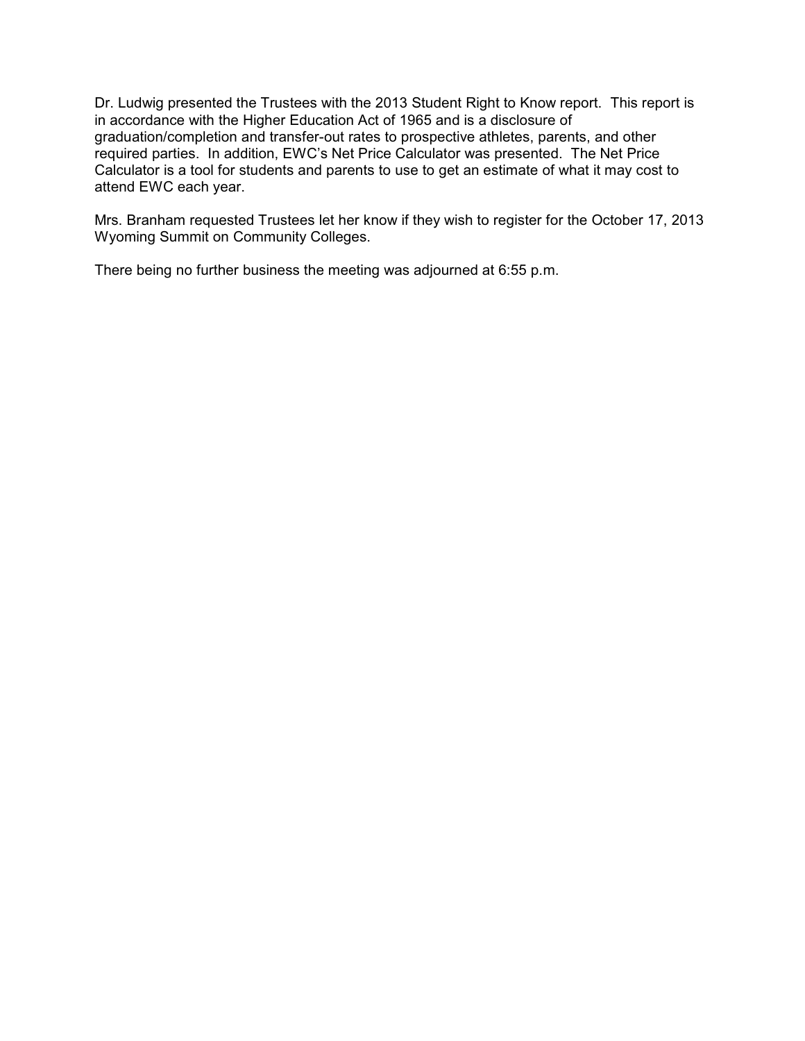Dr. Ludwig presented the Trustees with the 2013 Student Right to Know report. This report is in accordance with the Higher Education Act of 1965 and is a disclosure of graduation/completion and transfer-out rates to prospective athletes, parents, and other required parties. In addition, EWC's Net Price Calculator was presented. The Net Price Calculator is a tool for students and parents to use to get an estimate of what it may cost to attend EWC each year.

Mrs. Branham requested Trustees let her know if they wish to register for the October 17, 2013 Wyoming Summit on Community Colleges.

There being no further business the meeting was adjourned at 6:55 p.m.